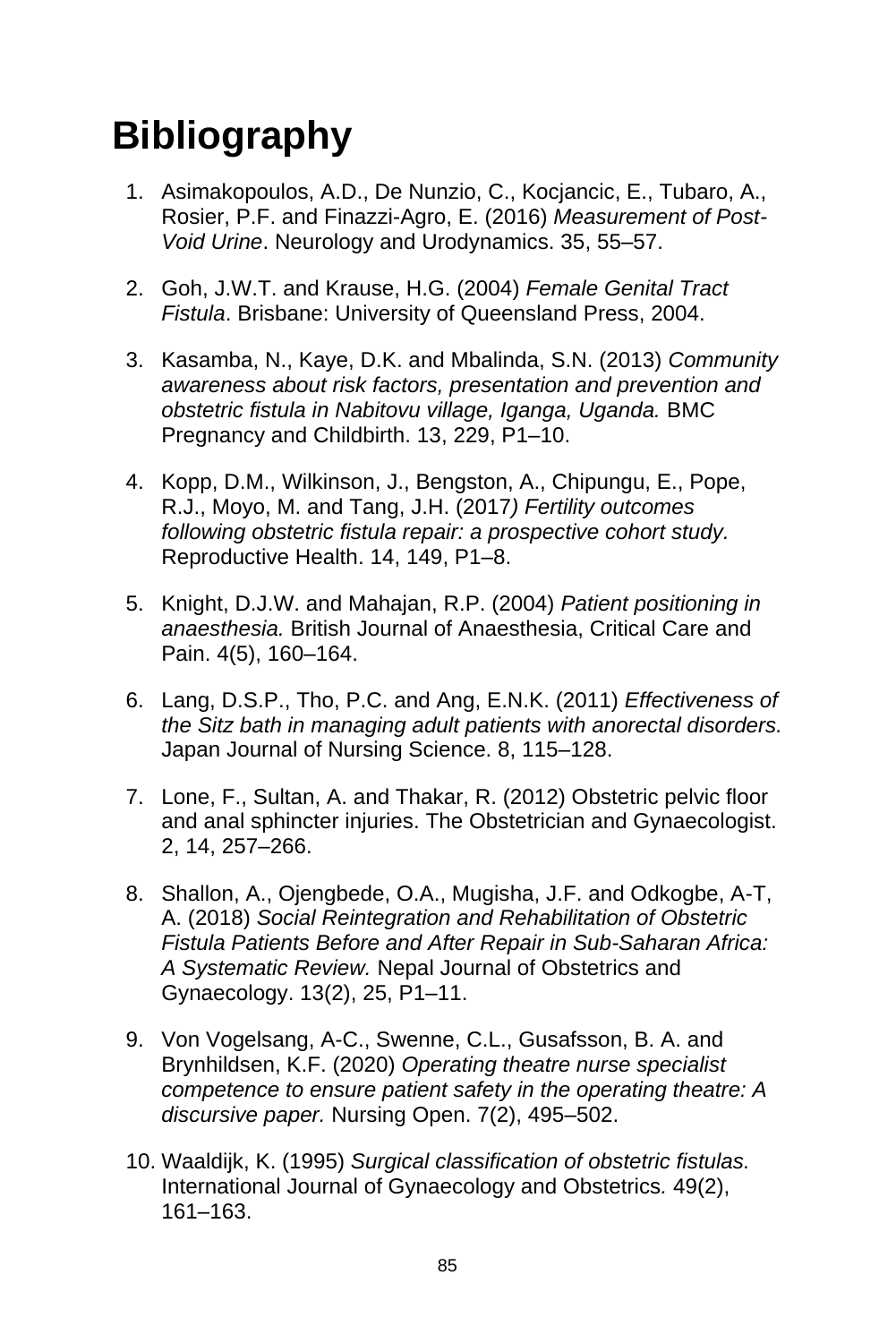# Bibliography

1. Asimakopoulos, A.D., De Nunzio, C., Kocjancic, E., Tubaro, A., Rosier, P.F. and Finazzi-Agro, E. (2016) *Measurement of Post-Void Urine*. Neurology and Urodynamics. 35, 55–57.

2. Goh, J.W.T. and Krause, H.G. (2004) *Female Genital Tract Fistula*. Brisbane: University of Queensland Press, 2004.

3. Kasamba, N., Kaye, D.K. and Mbalinda, S.N. (2013) *Community awareness about risk factors, presentation and prevention and obstetric fistula in Nabitovu village, Iganga, Uganda.* BMC Pregnancy and Childbirth. 13, 229, P1–10.

4. Kopp, D.M., Wilkinson, J., Bengston, A., Chipungu, E., Pope, R.J., Moyo, M. and Tang, J.H. (2017*) Fertility outcomes following obstetric fistula repair: a prospective cohort study.* Reproductive Health. 14, 149, P1–8.

5. Knight, D.J.W. and Mahajan, R.P. (2004) *Patient positioning in anaesthesia.* British Journal of Anaesthesia, Critical Care and Pain. 4(5), 160–164.

6. Lang, D.S.P., Tho, P.C. and Ang, E.N.K. (2011) *Effectiveness of the Sitz bath in managing adult patients with anorectal disorders.* Japan Journal of Nursing Science. 8, 115–128.

7. Lone, F., Sultan, A. and Thakar, R. (2012) Obstetric pelvic floor and anal sphincter injuries. The Obstetrician and Gynaecologist. 2, 14, 257–266.

8. Shallon, A., Ojengbede, O.A., Mugisha, J.F. and Odkogbe, A-T, A. (2018) *Social Reintegration and Rehabilitation of Obstetric Fistula Patients Before and After Repair in Sub-Saharan Africa: A Systematic Review.* Nepal Journal of Obstetrics and Gynaecology. 13(2), 25, P1–11.

9. Von Vogelsang, A-C., Swenne, C.L., Gusafsson, B. A. and Brynhildsen, K.F. (2020) *Operating theatre nurse specialist competence to ensure patient safety in the operating theatre: A discursive paper.* Nursing Open. 7(2), 495–502.

10. Waaldijk, K. (1995) *Surgical classification of obstetric fistulas.* International Journal of Gynaecology and Obstetrics. 49(2), 161–163.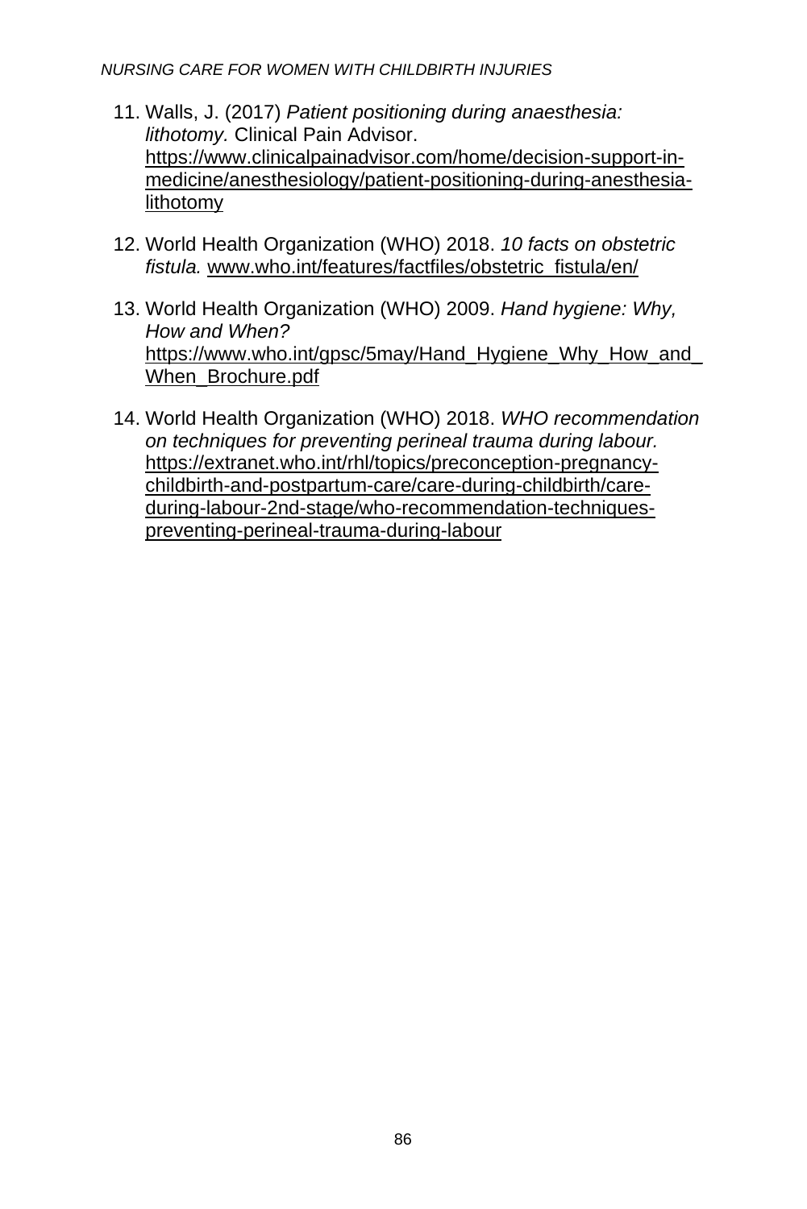11. Walls, J. (2017) *Patient positioning during anaesthesia: lithotomy.* Clinical Pain Advisor. https://www.clinicalpainadvisor.com/home/decision-support-in-medicine/anesthesiology/patient-positioning-during-anesthesia-lithotomy

12. World Health Organization (WHO) 2018. *10 facts on obstetric fistula.* www.who.int/features/factfiles/obstetric_fistula/en/

13. World Health Organization (WHO) 2009. *Hand hygiene: Why, How and When?* https://www.who.int/gpsc/5may/Hand_Hygiene_Why_How_and_When_Brochure.pdf

14. World Health Organization (WHO) 2018. *WHO recommendation on techniques for preventing perineal trauma during labour.* https://extranet.who.int/rhl/topics/preconception-pregnancy-childbirth-and-postpartum-care/care-during-childbirth/care-during-labour-2nd-stage/who-recommendation-techniques-preventing-perineal-trauma-during-labour